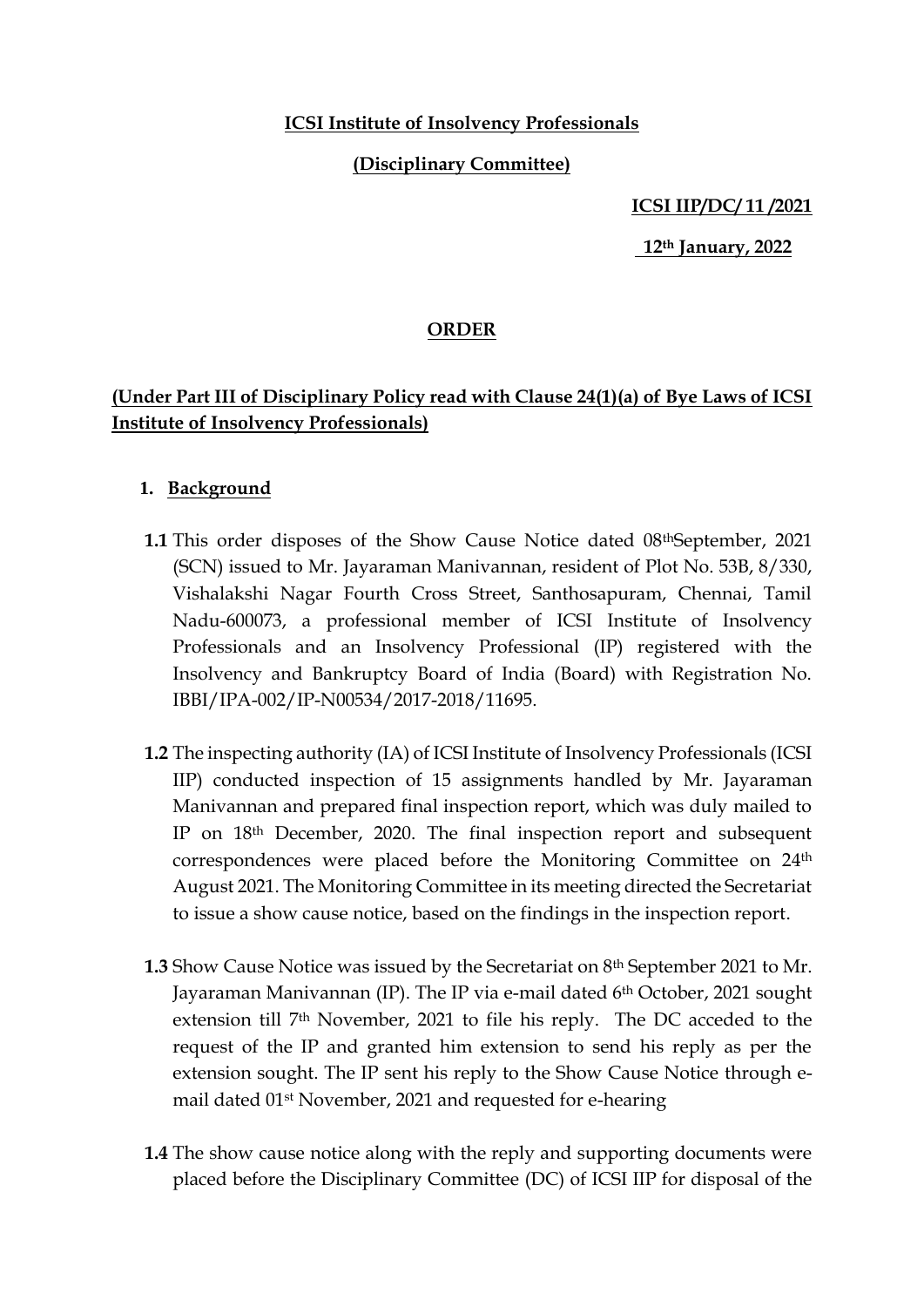**ICSI Institute of Insolvency Professionals**

**(Disciplinary Committee)**

**ICSI IIP/DC/ 11 /2021**

**12th January, 2022**

## ORDER

**(Under Part III of Disciplinary Policy read with Clause 24(1)(a) of Bye Laws of ICSI Institute of Insolvency Professionals)**

1. **Background**

**1.1** This order disposes of the Show Cause Notice dated 08thSeptember, 2021 (SCN) issued to Mr. Jayaraman Manivannan, resident of Plot No. 53B, 8/330, Vishalakshi Nagar Fourth Cross Street, Santhosapuram, Chennai, Tamil Nadu-600073, a professional member of ICSI Institute of Insolvency Professionals and an Insolvency Professional (IP) registered with the Insolvency and Bankruptcy Board of India (Board) with Registration No. IBBI/IPA-002/IP-N00534/2017-2018/11695.

**1.2** The inspecting authority (IA) of ICSI Institute of Insolvency Professionals (ICSI IIP) conducted inspection of 15 assignments handled by Mr. Jayaraman Manivannan and prepared final inspection report, which was duly mailed to IP on 18th December, 2020. The final inspection report and subsequent correspondences were placed before the Monitoring Committee on 24th August 2021. The Monitoring Committee in its meeting directed the Secretariat to issue a show cause notice, based on the findings in the inspection report.

**1.3** Show Cause Notice was issued by the Secretariat on 8th September 2021 to Mr. Jayaraman Manivannan (IP). The IP via e-mail dated 6th October, 2021 sought extension till 7th November, 2021 to file his reply. The DC acceded to the request of the IP and granted him extension to send his reply as per the extension sought. The IP sent his reply to the Show Cause Notice through e-mail dated 01st November, 2021 and requested for e-hearing

**1.4** The show cause notice along with the reply and supporting documents were placed before the Disciplinary Committee (DC) of ICSI IIP for disposal of the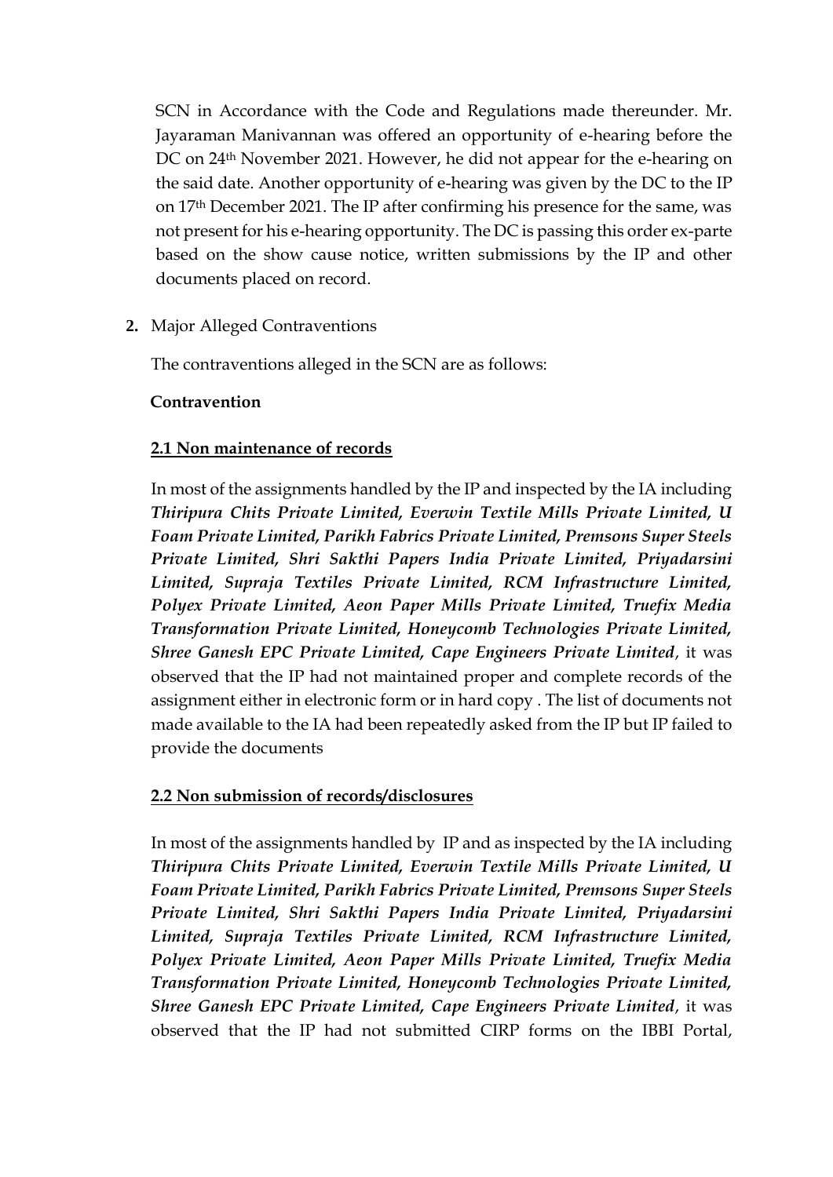SCN in Accordance with the Code and Regulations made thereunder. Mr. Jayaraman Manivannan was offered an opportunity of e-hearing before the DC on 24th November 2021. However, he did not appear for the e-hearing on the said date. Another opportunity of e-hearing was given by the DC to the IP on 17th December 2021. The IP after confirming his presence for the same, was not present for his e-hearing opportunity. The DC is passing this order ex-parte based on the show cause notice, written submissions by the IP and other documents placed on record.

**2.** Major Alleged Contraventions

The contraventions alleged in the SCN are as follows:

**Contravention**

**2.1 Non maintenance of records**

In most of the assignments handled by the IP and inspected by the IA including ***Thiripura Chits Private Limited, Everwin Textile Mills Private Limited, U Foam Private Limited, Parikh Fabrics Private Limited, Premsons Super Steels Private Limited, Shri Sakthi Papers India Private Limited, Priyadarsini Limited, Supraja Textiles Private Limited, RCM Infrastructure Limited, Polyex Private Limited, Aeon Paper Mills Private Limited, Truefix Media Transformation Private Limited, Honeycomb Technologies Private Limited, Shree Ganesh EPC Private Limited, Cape Engineers Private Limited***, it was observed that the IP had not maintained proper and complete records of the assignment either in electronic form or in hard copy . The list of documents not made available to the IA had been repeatedly asked from the IP but IP failed to provide the documents

**2.2 Non submission of records/disclosures**

In most of the assignments handled by IP and as inspected by the IA including ***Thiripura Chits Private Limited, Everwin Textile Mills Private Limited, U Foam Private Limited, Parikh Fabrics Private Limited, Premsons Super Steels Private Limited, Shri Sakthi Papers India Private Limited, Priyadarsini Limited, Supraja Textiles Private Limited, RCM Infrastructure Limited, Polyex Private Limited, Aeon Paper Mills Private Limited, Truefix Media Transformation Private Limited, Honeycomb Technologies Private Limited, Shree Ganesh EPC Private Limited, Cape Engineers Private Limited***, it was observed that the IP had not submitted CIRP forms on the IBBI Portal,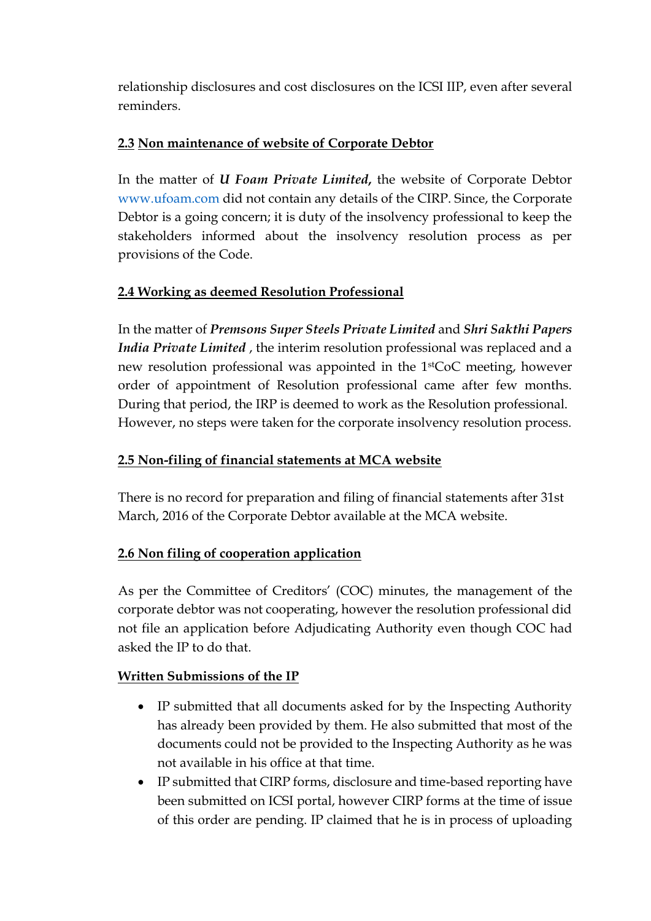relationship disclosures and cost disclosures on the ICSI IIP, even after several reminders.

**2.3 Non maintenance of website of Corporate Debtor**

In the matter of ***U Foam Private Limited,*** the website of Corporate Debtor www.ufoam.com did not contain any details of the CIRP. Since, the Corporate Debtor is a going concern; it is duty of the insolvency professional to keep the stakeholders informed about the insolvency resolution process as per provisions of the Code.

**2.4 Working as deemed Resolution Professional**

In the matter of ***Premsons Super Steels Private Limited*** and ***Shri Sakthi Papers India Private Limited*** , the interim resolution professional was replaced and a new resolution professional was appointed in the 1st CoC meeting, however order of appointment of Resolution professional came after few months. During that period, the IRP is deemed to work as the Resolution professional. However, no steps were taken for the corporate insolvency resolution process.

**2.5 Non-filing of financial statements at MCA website**

There is no record for preparation and filing of financial statements after 31st March, 2016 of the Corporate Debtor available at the MCA website.

**2.6 Non filing of cooperation application**

As per the Committee of Creditors' (COC) minutes, the management of the corporate debtor was not cooperating, however the resolution professional did not file an application before Adjudicating Authority even though COC had asked the IP to do that.

**Written Submissions of the IP**

- IP submitted that all documents asked for by the Inspecting Authority has already been provided by them. He also submitted that most of the documents could not be provided to the Inspecting Authority as he was not available in his office at that time.
- IP submitted that CIRP forms, disclosure and time-based reporting have been submitted on ICSI portal, however CIRP forms at the time of issue of this order are pending. IP claimed that he is in process of uploading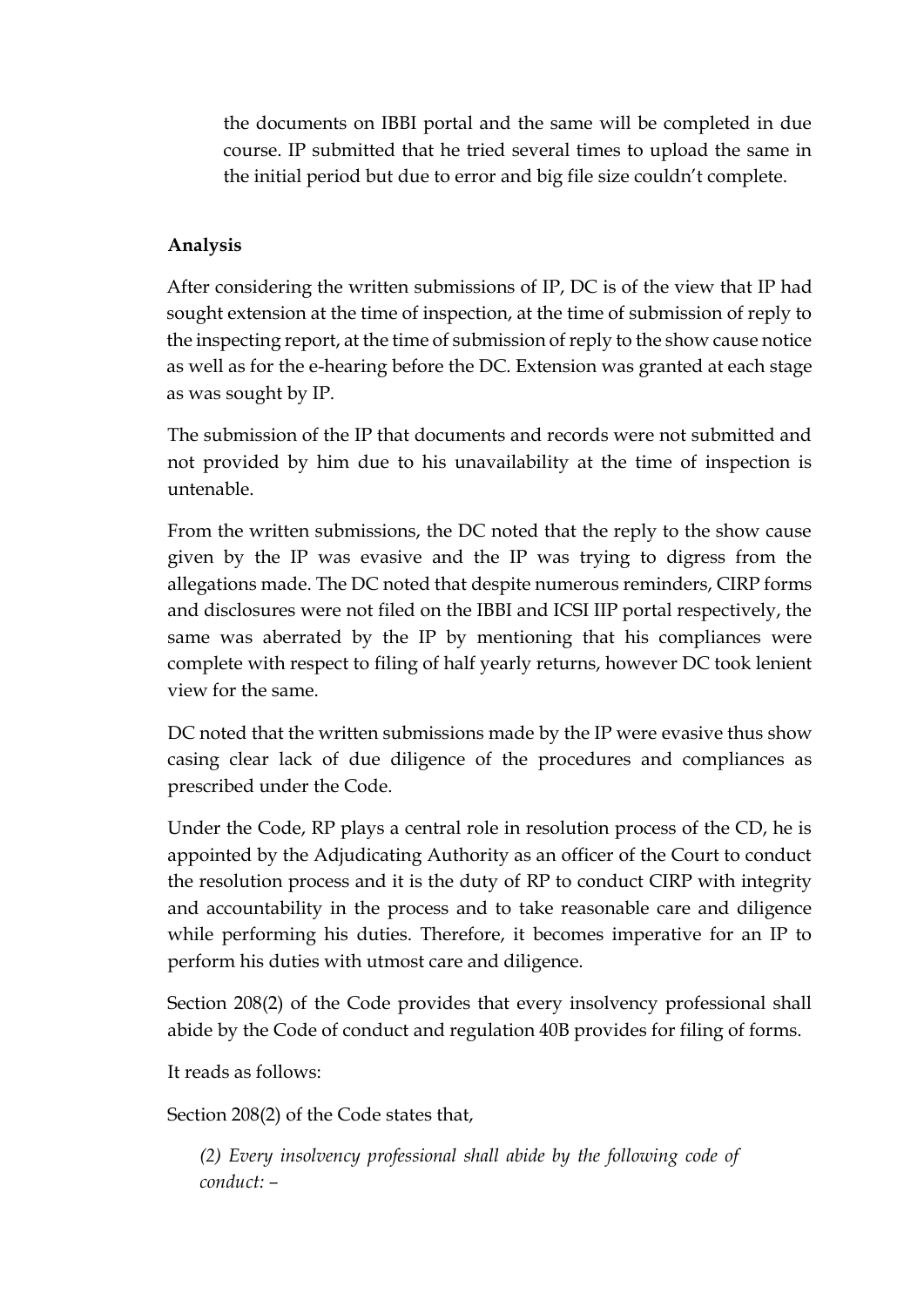the documents on IBBI portal and the same will be completed in due course. IP submitted that he tried several times to upload the same in the initial period but due to error and big file size couldn't complete.

**Analysis**

After considering the written submissions of IP, DC is of the view that IP had sought extension at the time of inspection, at the time of submission of reply to the inspecting report, at the time of submission of reply to the show cause notice as well as for the e-hearing before the DC. Extension was granted at each stage as was sought by IP.

The submission of the IP that documents and records were not submitted and not provided by him due to his unavailability at the time of inspection is untenable.

From the written submissions, the DC noted that the reply to the show cause given by the IP was evasive and the IP was trying to digress from the allegations made. The DC noted that despite numerous reminders, CIRP forms and disclosures were not filed on the IBBI and ICSI IIP portal respectively, the same was aberrated by the IP by mentioning that his compliances were complete with respect to filing of half yearly returns, however DC took lenient view for the same.

DC noted that the written submissions made by the IP were evasive thus show casing clear lack of due diligence of the procedures and compliances as prescribed under the Code.

Under the Code, RP plays a central role in resolution process of the CD, he is appointed by the Adjudicating Authority as an officer of the Court to conduct the resolution process and it is the duty of RP to conduct CIRP with integrity and accountability in the process and to take reasonable care and diligence while performing his duties. Therefore, it becomes imperative for an IP to perform his duties with utmost care and diligence.

Section 208(2) of the Code provides that every insolvency professional shall abide by the Code of conduct and regulation 40B provides for filing of forms.

It reads as follows:

Section 208(2) of the Code states that,

> *(2) Every insolvency professional shall abide by the following code of conduct: –*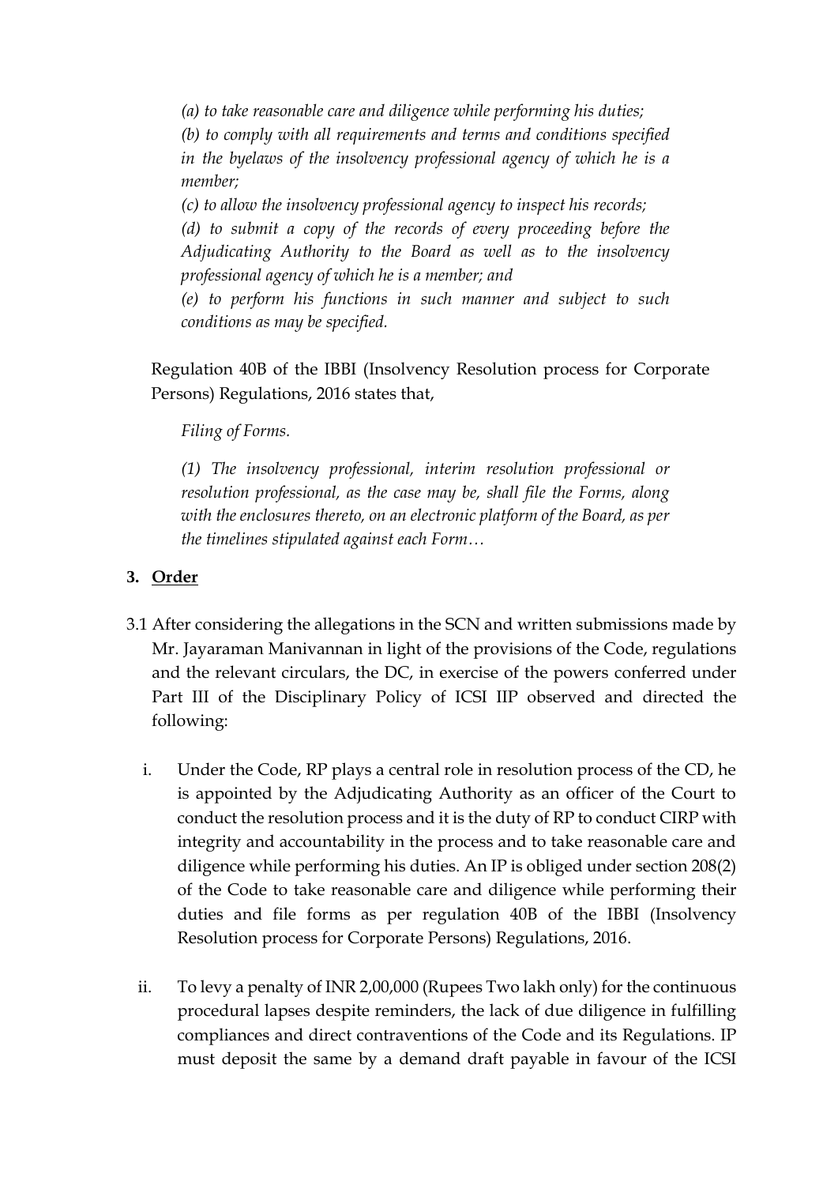*(a) to take reasonable care and diligence while performing his duties;*

*(b) to comply with all requirements and terms and conditions specified in the byelaws of the insolvency professional agency of which he is a member;*

*(c) to allow the insolvency professional agency to inspect his records;*

*(d) to submit a copy of the records of every proceeding before the Adjudicating Authority to the Board as well as to the insolvency professional agency of which he is a member; and*

*(e) to perform his functions in such manner and subject to such conditions as may be specified.*

Regulation 40B of the IBBI (Insolvency Resolution process for Corporate Persons) Regulations, 2016 states that,

*Filing of Forms.*

*(1) The insolvency professional, interim resolution professional or resolution professional, as the case may be, shall file the Forms, along with the enclosures thereto, on an electronic platform of the Board, as per the timelines stipulated against each Form…*

## 3. Order

3.1 After considering the allegations in the SCN and written submissions made by Mr. Jayaraman Manivannan in light of the provisions of the Code, regulations and the relevant circulars, the DC, in exercise of the powers conferred under Part III of the Disciplinary Policy of ICSI IIP observed and directed the following:

i. Under the Code, RP plays a central role in resolution process of the CD, he is appointed by the Adjudicating Authority as an officer of the Court to conduct the resolution process and it is the duty of RP to conduct CIRP with integrity and accountability in the process and to take reasonable care and diligence while performing his duties. An IP is obliged under section 208(2) of the Code to take reasonable care and diligence while performing their duties and file forms as per regulation 40B of the IBBI (Insolvency Resolution process for Corporate Persons) Regulations, 2016.

ii. To levy a penalty of INR 2,00,000 (Rupees Two lakh only) for the continuous procedural lapses despite reminders, the lack of due diligence in fulfilling compliances and direct contraventions of the Code and its Regulations. IP must deposit the same by a demand draft payable in favour of the ICSI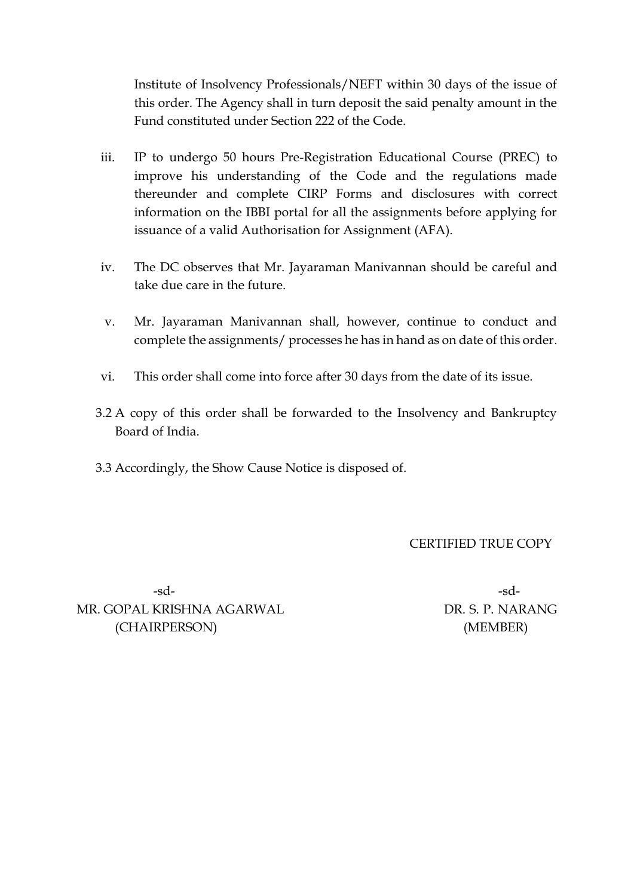Institute of Insolvency Professionals/NEFT within 30 days of the issue of this order. The Agency shall in turn deposit the said penalty amount in the Fund constituted under Section 222 of the Code.

iii. IP to undergo 50 hours Pre-Registration Educational Course (PREC) to improve his understanding of the Code and the regulations made thereunder and complete CIRP Forms and disclosures with correct information on the IBBI portal for all the assignments before applying for issuance of a valid Authorisation for Assignment (AFA).

iv. The DC observes that Mr. Jayaraman Manivannan should be careful and take due care in the future.

v. Mr. Jayaraman Manivannan shall, however, continue to conduct and complete the assignments/ processes he has in hand as on date of this order.

vi. This order shall come into force after 30 days from the date of its issue.

3.2 A copy of this order shall be forwarded to the Insolvency and Bankruptcy Board of India.

3.3 Accordingly, the Show Cause Notice is disposed of.

CERTIFIED TRUE COPY

-sd-
MR. GOPAL KRISHNA AGARWAL
(CHAIRPERSON)

-sd-
DR. S. P. NARANG
(MEMBER)